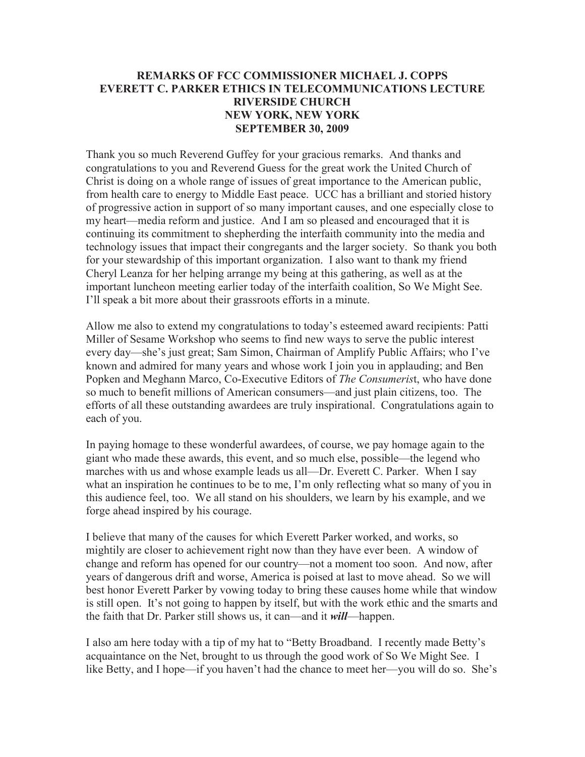# REMARKS OF FCC COMMISSIONER MICHAEL J. COPPS
# EVERETT C. PARKER ETHICS IN TELECOMMUNICATIONS LECTURE
# RIVERSIDE CHURCH
# NEW YORK, NEW YORK
# SEPTEMBER 30, 2009

Thank you so much Reverend Guffey for your gracious remarks. And thanks and congratulations to you and Reverend Guess for the great work the United Church of Christ is doing on a whole range of issues of great importance to the American public, from health care to energy to Middle East peace. UCC has a brilliant and storied history of progressive action in support of so many important causes, and one especially close to my heart—media reform and justice. And I am so pleased and encouraged that it is continuing its commitment to shepherding the interfaith community into the media and technology issues that impact their congregants and the larger society. So thank you both for your stewardship of this important organization. I also want to thank my friend Cheryl Leanza for her helping arrange my being at this gathering, as well as at the important luncheon meeting earlier today of the interfaith coalition, So We Might See. I'll speak a bit more about their grassroots efforts in a minute.

Allow me also to extend my congratulations to today's esteemed award recipients: Patti Miller of Sesame Workshop who seems to find new ways to serve the public interest every day—she's just great; Sam Simon, Chairman of Amplify Public Affairs; who I've known and admired for many years and whose work I join you in applauding; and Ben Popken and Meghann Marco, Co-Executive Editors of *The Consumerist*, who have done so much to benefit millions of American consumers—and just plain citizens, too. The efforts of all these outstanding awardees are truly inspirational. Congratulations again to each of you.

In paying homage to these wonderful awardees, of course, we pay homage again to the giant who made these awards, this event, and so much else, possible—the legend who marches with us and whose example leads us all—Dr. Everett C. Parker. When I say what an inspiration he continues to be to me, I'm only reflecting what so many of you in this audience feel, too. We all stand on his shoulders, we learn by his example, and we forge ahead inspired by his courage.

I believe that many of the causes for which Everett Parker worked, and works, so mightily are closer to achievement right now than they have ever been. A window of change and reform has opened for our country—not a moment too soon. And now, after years of dangerous drift and worse, America is poised at last to move ahead. So we will best honor Everett Parker by vowing today to bring these causes home while that window is still open. It's not going to happen by itself, but with the work ethic and the smarts and the faith that Dr. Parker still shows us, it can—and it ***will***—happen.

I also am here today with a tip of my hat to "Betty Broadband. I recently made Betty's acquaintance on the Net, brought to us through the good work of So We Might See. I like Betty, and I hope—if you haven't had the chance to meet her—you will do so. She's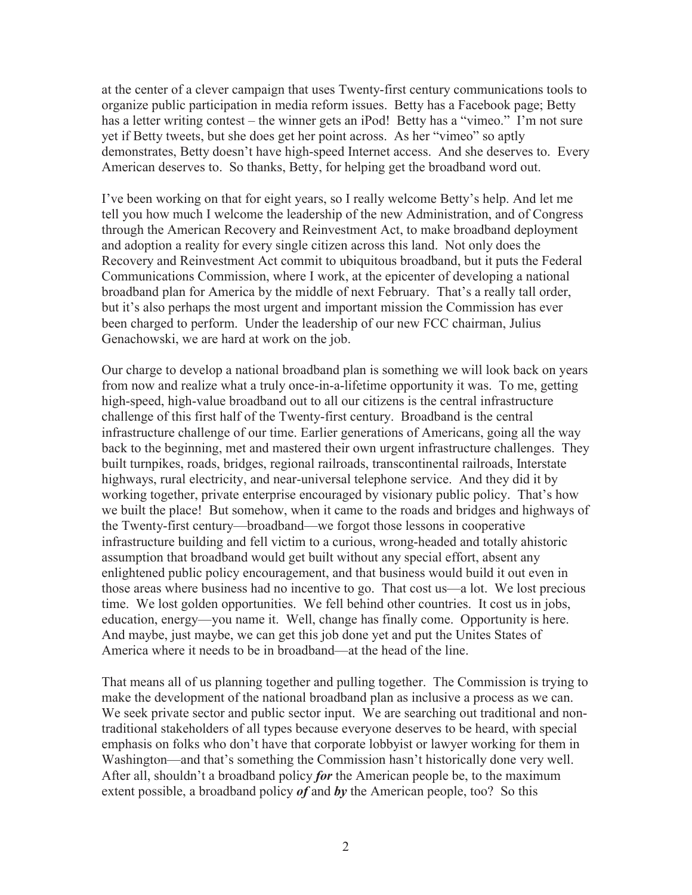at the center of a clever campaign that uses Twenty-first century communications tools to organize public participation in media reform issues. Betty has a Facebook page; Betty has a letter writing contest – the winner gets an iPod! Betty has a "vimeo." I'm not sure yet if Betty tweets, but she does get her point across. As her "vimeo" so aptly demonstrates, Betty doesn't have high-speed Internet access. And she deserves to. Every American deserves to. So thanks, Betty, for helping get the broadband word out.

I've been working on that for eight years, so I really welcome Betty's help. And let me tell you how much I welcome the leadership of the new Administration, and of Congress through the American Recovery and Reinvestment Act, to make broadband deployment and adoption a reality for every single citizen across this land. Not only does the Recovery and Reinvestment Act commit to ubiquitous broadband, but it puts the Federal Communications Commission, where I work, at the epicenter of developing a national broadband plan for America by the middle of next February. That's a really tall order, but it's also perhaps the most urgent and important mission the Commission has ever been charged to perform. Under the leadership of our new FCC chairman, Julius Genachowski, we are hard at work on the job.

Our charge to develop a national broadband plan is something we will look back on years from now and realize what a truly once-in-a-lifetime opportunity it was. To me, getting high-speed, high-value broadband out to all our citizens is the central infrastructure challenge of this first half of the Twenty-first century. Broadband is the central infrastructure challenge of our time. Earlier generations of Americans, going all the way back to the beginning, met and mastered their own urgent infrastructure challenges. They built turnpikes, roads, bridges, regional railroads, transcontinental railroads, Interstate highways, rural electricity, and near-universal telephone service. And they did it by working together, private enterprise encouraged by visionary public policy. That's how we built the place! But somehow, when it came to the roads and bridges and highways of the Twenty-first century—broadband—we forgot those lessons in cooperative infrastructure building and fell victim to a curious, wrong-headed and totally ahistoric assumption that broadband would get built without any special effort, absent any enlightened public policy encouragement, and that business would build it out even in those areas where business had no incentive to go. That cost us—a lot. We lost precious time. We lost golden opportunities. We fell behind other countries. It cost us in jobs, education, energy—you name it. Well, change has finally come. Opportunity is here. And maybe, just maybe, we can get this job done yet and put the Unites States of America where it needs to be in broadband—at the head of the line.

That means all of us planning together and pulling together. The Commission is trying to make the development of the national broadband plan as inclusive a process as we can. We seek private sector and public sector input. We are searching out traditional and non-traditional stakeholders of all types because everyone deserves to be heard, with special emphasis on folks who don't have that corporate lobbyist or lawyer working for them in Washington—and that's something the Commission hasn't historically done very well. After all, shouldn't a broadband policy ***for*** the American people be, to the maximum extent possible, a broadband policy ***of*** and ***by*** the American people, too? So this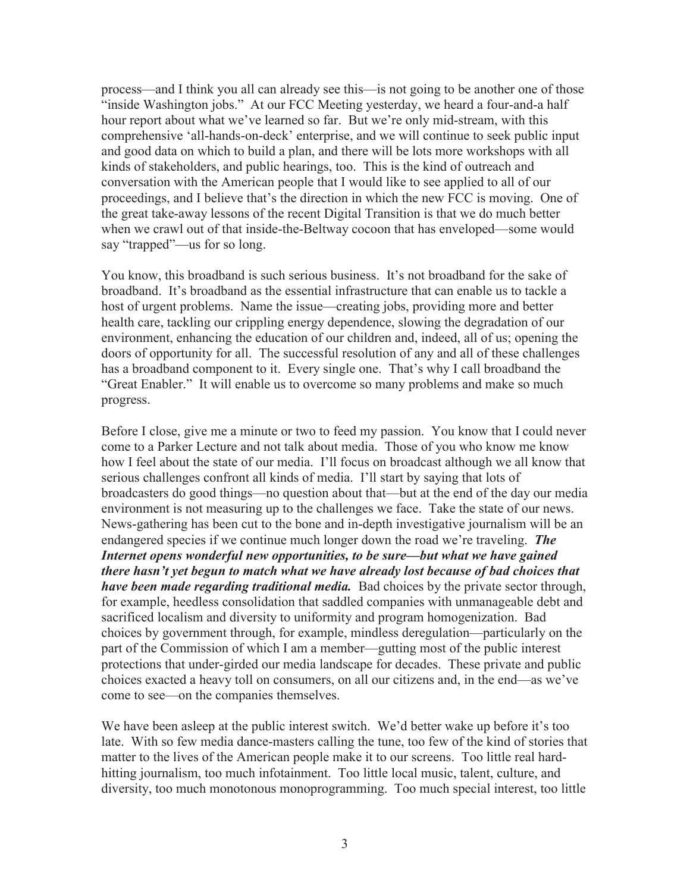process—and I think you all can already see this—is not going to be another one of those "inside Washington jobs." At our FCC Meeting yesterday, we heard a four-and-a half hour report about what we've learned so far. But we're only mid-stream, with this comprehensive 'all-hands-on-deck' enterprise, and we will continue to seek public input and good data on which to build a plan, and there will be lots more workshops with all kinds of stakeholders, and public hearings, too. This is the kind of outreach and conversation with the American people that I would like to see applied to all of our proceedings, and I believe that's the direction in which the new FCC is moving. One of the great take-away lessons of the recent Digital Transition is that we do much better when we crawl out of that inside-the-Beltway cocoon that has enveloped—some would say "trapped"—us for so long.

You know, this broadband is such serious business. It's not broadband for the sake of broadband. It's broadband as the essential infrastructure that can enable us to tackle a host of urgent problems. Name the issue—creating jobs, providing more and better health care, tackling our crippling energy dependence, slowing the degradation of our environment, enhancing the education of our children and, indeed, all of us; opening the doors of opportunity for all. The successful resolution of any and all of these challenges has a broadband component to it. Every single one. That's why I call broadband the "Great Enabler." It will enable us to overcome so many problems and make so much progress.

Before I close, give me a minute or two to feed my passion. You know that I could never come to a Parker Lecture and not talk about media. Those of you who know me know how I feel about the state of our media. I'll focus on broadcast although we all know that serious challenges confront all kinds of media. I'll start by saying that lots of broadcasters do good things—no question about that—but at the end of the day our media environment is not measuring up to the challenges we face. Take the state of our news. News-gathering has been cut to the bone and in-depth investigative journalism will be an endangered species if we continue much longer down the road we're traveling. ***The Internet opens wonderful new opportunities, to be sure—but what we have gained there hasn't yet begun to match what we have already lost because of bad choices that have been made regarding traditional media.*** Bad choices by the private sector through, for example, heedless consolidation that saddled companies with unmanageable debt and sacrificed localism and diversity to uniformity and program homogenization. Bad choices by government through, for example, mindless deregulation—particularly on the part of the Commission of which I am a member—gutting most of the public interest protections that under-girded our media landscape for decades. These private and public choices exacted a heavy toll on consumers, on all our citizens and, in the end—as we've come to see—on the companies themselves.

We have been asleep at the public interest switch. We'd better wake up before it's too late. With so few media dance-masters calling the tune, too few of the kind of stories that matter to the lives of the American people make it to our screens. Too little real hard-hitting journalism, too much infotainment. Too little local music, talent, culture, and diversity, too much monotonous monoprogramming. Too much special interest, too little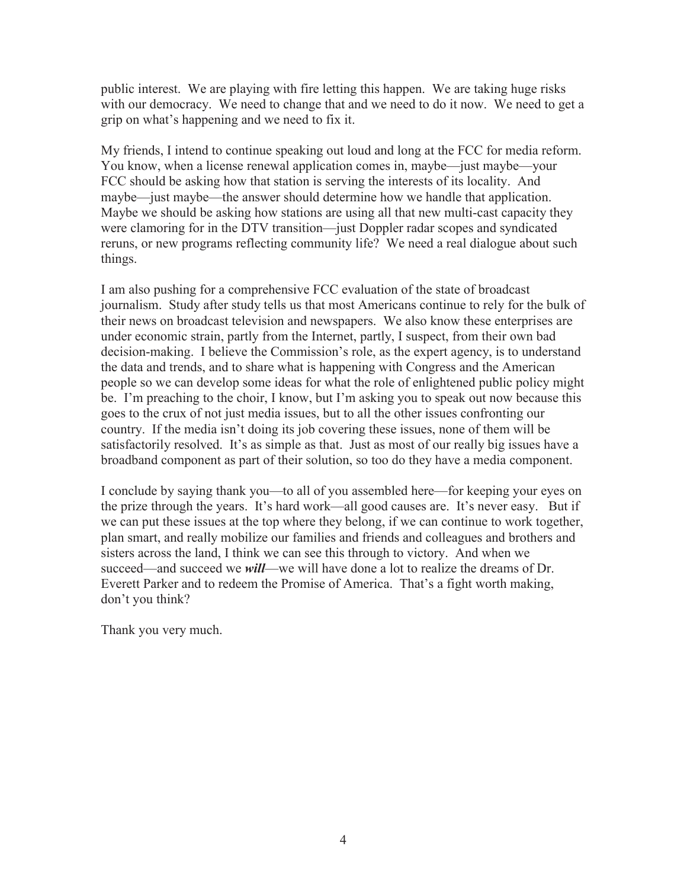public interest. We are playing with fire letting this happen. We are taking huge risks with our democracy. We need to change that and we need to do it now. We need to get a grip on what's happening and we need to fix it.

My friends, I intend to continue speaking out loud and long at the FCC for media reform. You know, when a license renewal application comes in, maybe—just maybe—your FCC should be asking how that station is serving the interests of its locality. And maybe—just maybe—the answer should determine how we handle that application. Maybe we should be asking how stations are using all that new multi-cast capacity they were clamoring for in the DTV transition—just Doppler radar scopes and syndicated reruns, or new programs reflecting community life? We need a real dialogue about such things.

I am also pushing for a comprehensive FCC evaluation of the state of broadcast journalism. Study after study tells us that most Americans continue to rely for the bulk of their news on broadcast television and newspapers. We also know these enterprises are under economic strain, partly from the Internet, partly, I suspect, from their own bad decision-making. I believe the Commission's role, as the expert agency, is to understand the data and trends, and to share what is happening with Congress and the American people so we can develop some ideas for what the role of enlightened public policy might be. I'm preaching to the choir, I know, but I'm asking you to speak out now because this goes to the crux of not just media issues, but to all the other issues confronting our country. If the media isn't doing its job covering these issues, none of them will be satisfactorily resolved. It's as simple as that. Just as most of our really big issues have a broadband component as part of their solution, so too do they have a media component.

I conclude by saying thank you—to all of you assembled here—for keeping your eyes on the prize through the years. It's hard work—all good causes are. It's never easy. But if we can put these issues at the top where they belong, if we can continue to work together, plan smart, and really mobilize our families and friends and colleagues and brothers and sisters across the land, I think we can see this through to victory. And when we succeed—and succeed we ***will***—we will have done a lot to realize the dreams of Dr. Everett Parker and to redeem the Promise of America. That's a fight worth making, don't you think?

Thank you very much.